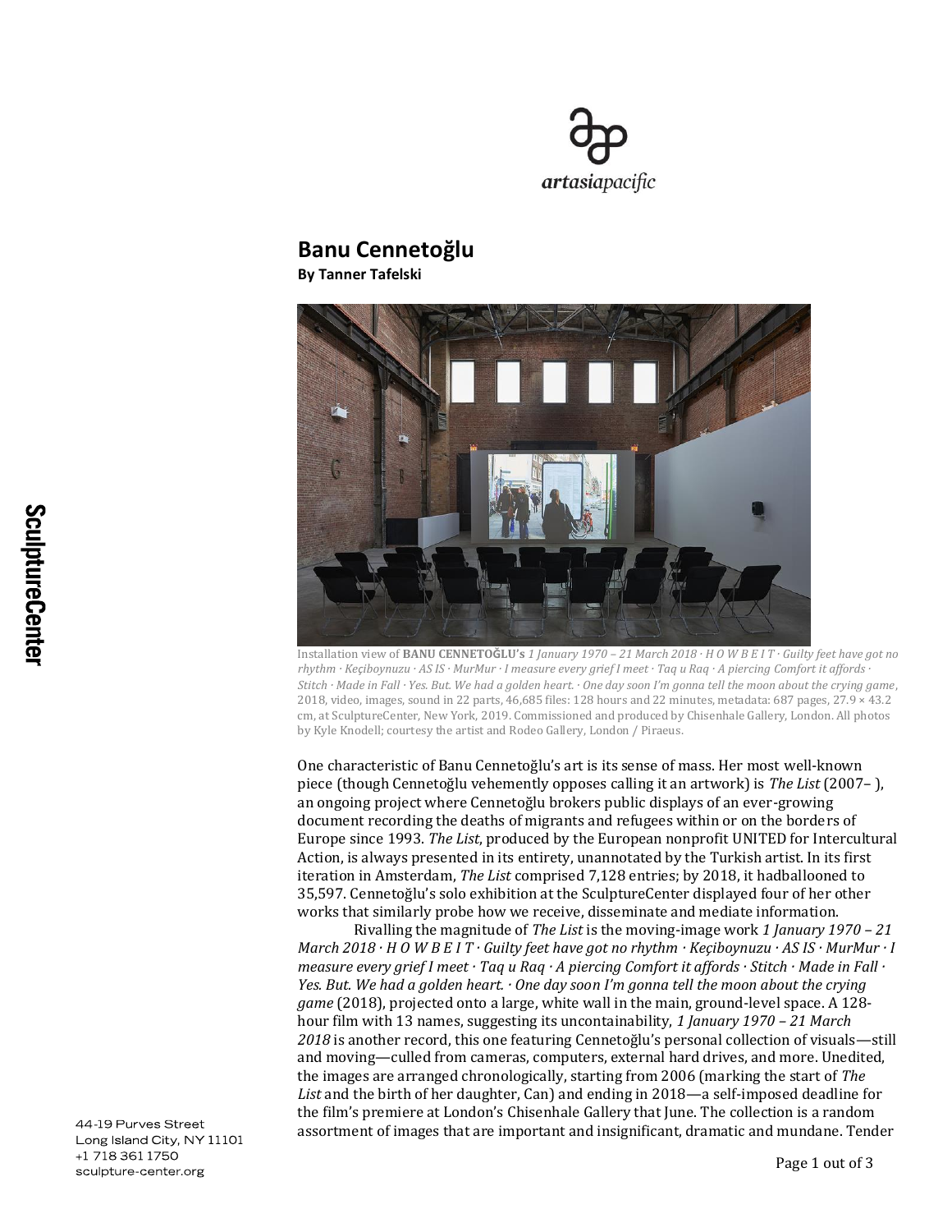# Banu Cennetoğlu

**By Tanner Tafelski**

Installation view of **BANU CENNETOĞLU's** *1 January 1970 – 21 March 2018 · H O W B E I T · Guilty feet have got no rhythm · Keçiboynuzu · AS IS · MurMur · I measure every grief I meet · Taq u Raq · A piercing Comfort it affords · Stitch · Made in Fall · Yes. But. We had a golden heart. · One day soon I'm gonna tell the moon about the crying game*, 2018, video, images, sound in 22 parts, 46,685 files: 128 hours and 22 minutes, metadata: 687 pages, 27.9 × 43.2 cm, at SculptureCenter, New York, 2019. Commissioned and produced by Chisenhale Gallery, London. All photos by Kyle Knodell; courtesy the artist and Rodeo Gallery, London / Piraeus.

One characteristic of Banu Cennetoğlu's art is its sense of mass. Her most well-known piece (though Cennetoğlu vehemently opposes calling it an artwork) is *The List* (2007– ), an ongoing project where Cennetoğlu brokers public displays of an ever-growing document recording the deaths of migrants and refugees within or on the borders of Europe since 1993. *The List*, produced by the European nonprofit UNITED for Intercultural Action, is always presented in its entirety, unannotated by the Turkish artist. In its first iteration in Amsterdam, *The List* comprised 7,128 entries; by 2018, it hadballooned to 35,597. Cennetoğlu's solo exhibition at the SculptureCenter displayed four of her other works that similarly probe how we receive, disseminate and mediate information.

Rivalling the magnitude of *The List* is the moving-image work *1 January 1970 – 21 March 2018 · H O W B E I T · Guilty feet have got no rhythm · Keçiboynuzu · AS IS · MurMur · I measure every grief I meet · Taq u Raq · A piercing Comfort it affords · Stitch · Made in Fall · Yes. But. We had a golden heart. · One day soon I'm gonna tell the moon about the crying game* (2018), projected onto a large, white wall in the main, ground-level space. A 128-hour film with 13 names, suggesting its uncontainability, *1 January 1970 – 21 March 2018* is another record, this one featuring Cennetoğlu's personal collection of visuals—still and moving—culled from cameras, computers, external hard drives, and more. Unedited, the images are arranged chronologically, starting from 2006 (marking the start of *The List* and the birth of her daughter, Can) and ending in 2018—a self-imposed deadline for the film's premiere at London's Chisenhale Gallery that June. The collection is a random assortment of images that are important and insignificant, dramatic and mundane. Tender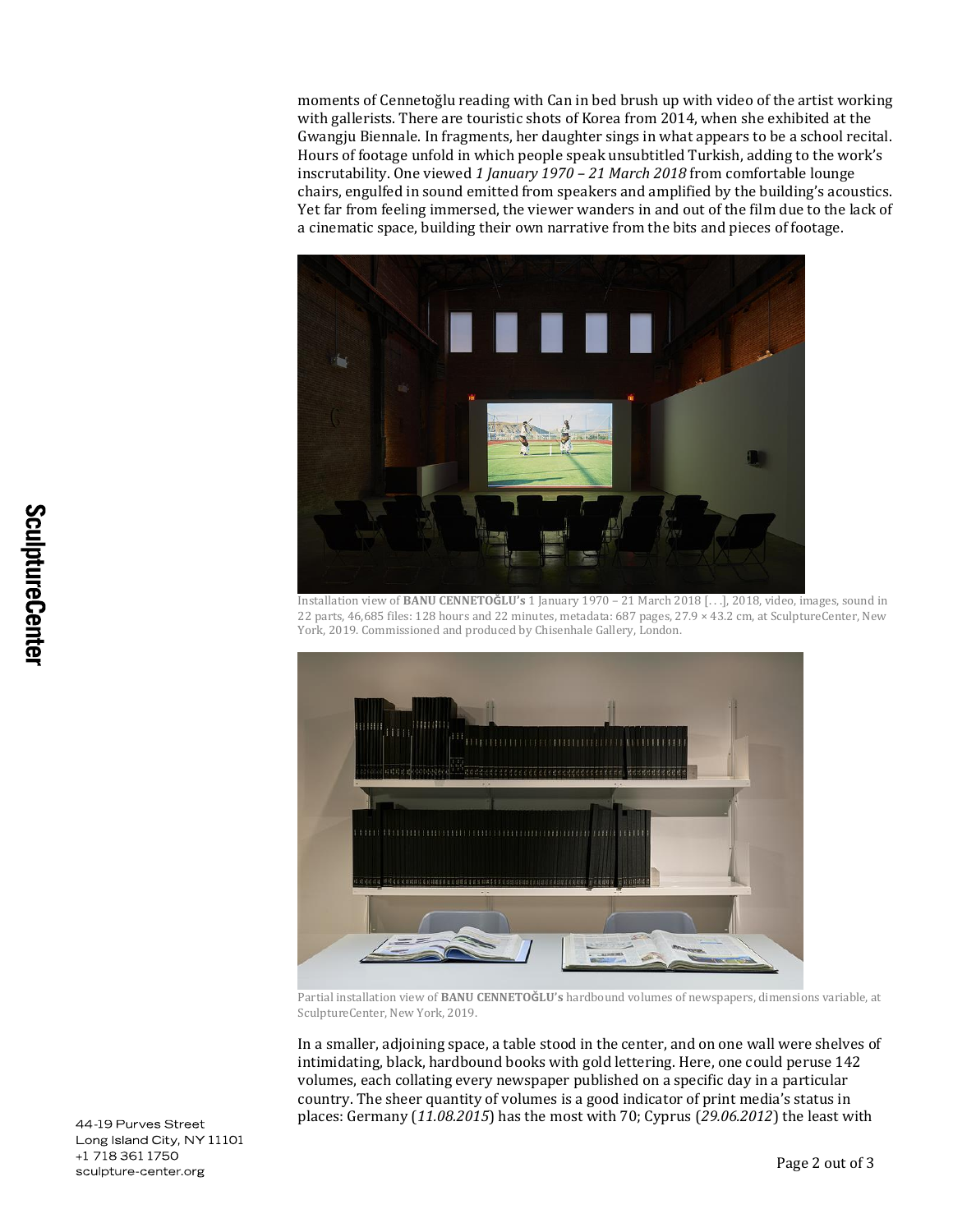moments of Cennetoğlu reading with Can in bed brush up with video of the artist working with gallerists. There are touristic shots of Korea from 2014, when she exhibited at the Gwangju Biennale. In fragments, her daughter sings in what appears to be a school recital. Hours of footage unfold in which people speak unsubtitled Turkish, adding to the work's inscrutability. One viewed *1 January 1970 – 21 March 2018* from comfortable lounge chairs, engulfed in sound emitted from speakers and amplified by the building's acoustics. Yet far from feeling immersed, the viewer wanders in and out of the film due to the lack of a cinematic space, building their own narrative from the bits and pieces of footage.

Installation view of **BANU CENNETOĞLU's** 1 January 1970 – 21 March 2018 [. . .], 2018, video, images, sound in 22 parts, 46,685 files: 128 hours and 22 minutes, metadata: 687 pages, 27.9 × 43.2 cm, at SculptureCenter, New York, 2019. Commissioned and produced by Chisenhale Gallery, London.

Partial installation view of **BANU CENNETOĞLU's** hardbound volumes of newspapers, dimensions variable, at SculptureCenter, New York, 2019.

In a smaller, adjoining space, a table stood in the center, and on one wall were shelves of intimidating, black, hardbound books with gold lettering. Here, one could peruse 142 volumes, each collating every newspaper published on a specific day in a particular country. The sheer quantity of volumes is a good indicator of print media's status in places: Germany (*11.08.2015*) has the most with 70; Cyprus (*29.06.2012*) the least with

44-19 Purves Street
Long Island City, NY 11101
+1 718 361 1750
sculpture-center.org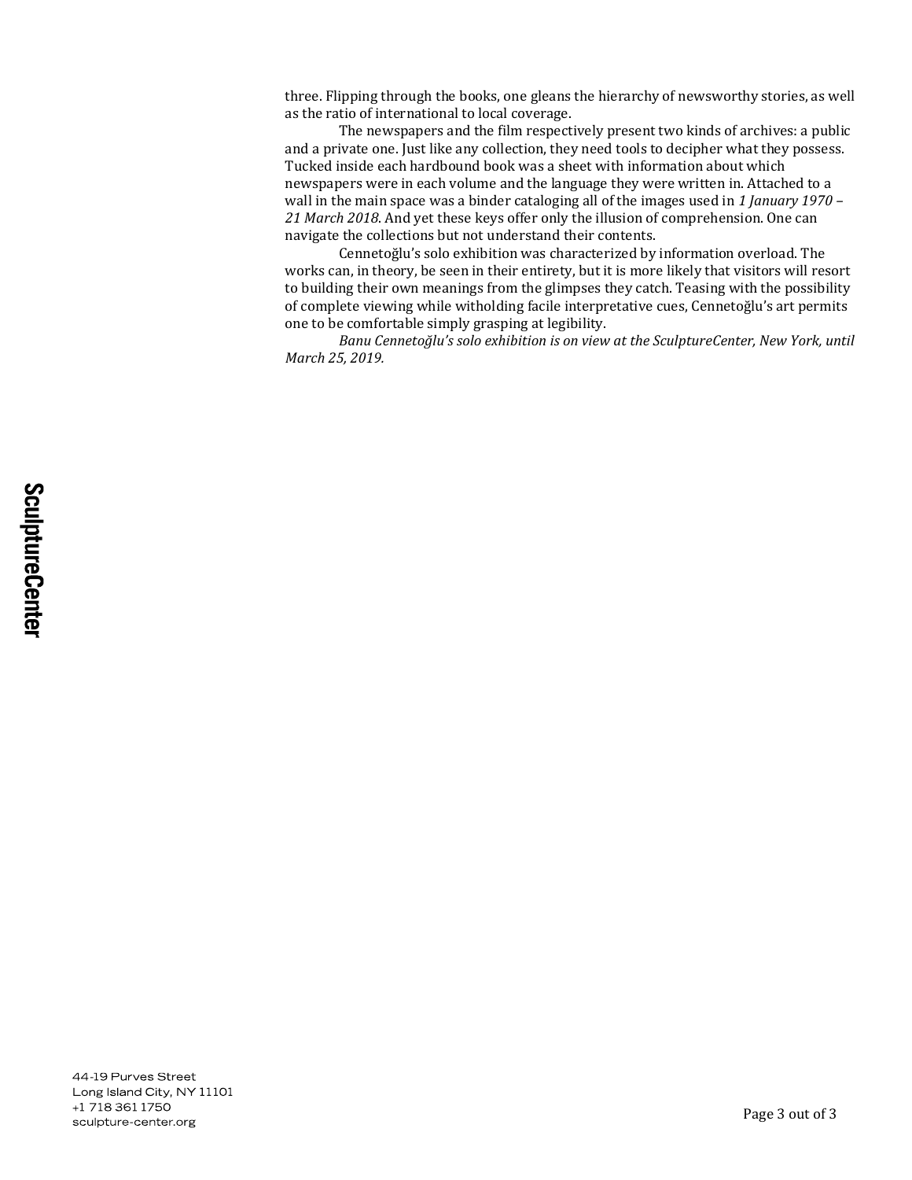three. Flipping through the books, one gleans the hierarchy of newsworthy stories, as well as the ratio of international to local coverage.

The newspapers and the film respectively present two kinds of archives: a public and a private one. Just like any collection, they need tools to decipher what they possess. Tucked inside each hardbound book was a sheet with information about which newspapers were in each volume and the language they were written in. Attached to a wall in the main space was a binder cataloging all of the images used in *1 January 1970 – 21 March 2018*. And yet these keys offer only the illusion of comprehension. One can navigate the collections but not understand their contents.

Cennetoğlu's solo exhibition was characterized by information overload. The works can, in theory, be seen in their entirety, but it is more likely that visitors will resort to building their own meanings from the glimpses they catch. Teasing with the possibility of complete viewing while witholding facile interpretative cues, Cennetoğlu's art permits one to be comfortable simply grasping at legibility.

*Banu Cennetoğlu's solo exhibition is on view at the SculptureCenter, New York, until March 25, 2019.*